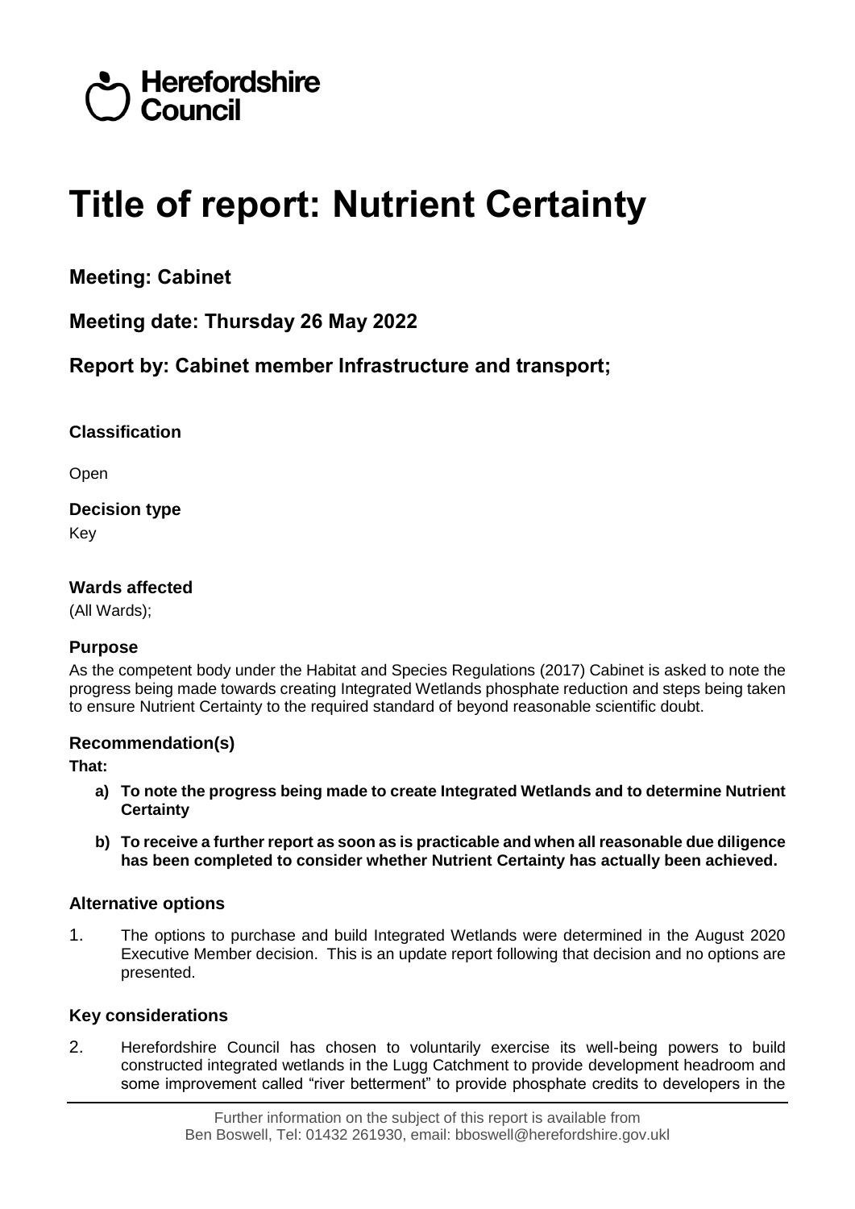Herefordshire Council

# Title of report: Nutrient Certainty

## Meeting: Cabinet

## Meeting date: Thursday 26 May 2022

## Report by: Cabinet member Infrastructure and transport;

### Classification

Open

### Decision type

Key

### Wards affected

(All Wards);

### Purpose

As the competent body under the Habitat and Species Regulations (2017) Cabinet is asked to note the progress being made towards creating Integrated Wetlands phosphate reduction and steps being taken to ensure Nutrient Certainty to the required standard of beyond reasonable scientific doubt.

### Recommendation(s)

**That:**

- **a) To note the progress being made to create Integrated Wetlands and to determine Nutrient Certainty**
- **b) To receive a further report as soon as is practicable and when all reasonable due diligence has been completed to consider whether Nutrient Certainty has actually been achieved.**

### Alternative options

1. The options to purchase and build Integrated Wetlands were determined in the August 2020 Executive Member decision. This is an update report following that decision and no options are presented.

### Key considerations

2. Herefordshire Council has chosen to voluntarily exercise its well-being powers to build constructed integrated wetlands in the Lugg Catchment to provide development headroom and some improvement called "river betterment" to provide phosphate credits to developers in the

Further information on the subject of this report is available from
Ben Boswell, Tel: 01432 261930, email: bboswell@herefordshire.gov.ukl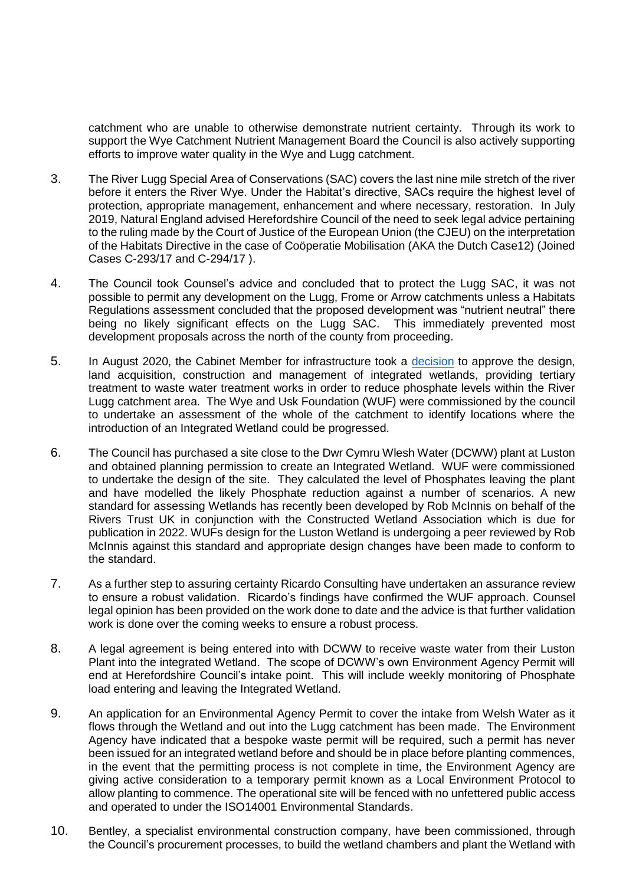catchment who are unable to otherwise demonstrate nutrient certainty. Through its work to support the Wye Catchment Nutrient Management Board the Council is also actively supporting efforts to improve water quality in the Wye and Lugg catchment.

3. The River Lugg Special Area of Conservations (SAC) covers the last nine mile stretch of the river before it enters the River Wye. Under the Habitat's directive, SACs require the highest level of protection, appropriate management, enhancement and where necessary, restoration. In July 2019, Natural England advised Herefordshire Council of the need to seek legal advice pertaining to the ruling made by the Court of Justice of the European Union (the CJEU) on the interpretation of the Habitats Directive in the case of Coöperatie Mobilisation (AKA the Dutch Case12) (Joined Cases C-293/17 and C-294/17 ).

4. The Council took Counsel's advice and concluded that to protect the Lugg SAC, it was not possible to permit any development on the Lugg, Frome or Arrow catchments unless a Habitats Regulations assessment concluded that the proposed development was "nutrient neutral" there being no likely significant effects on the Lugg SAC. This immediately prevented most development proposals across the north of the county from proceeding.

5. In August 2020, the Cabinet Member for infrastructure took a decision to approve the design, land acquisition, construction and management of integrated wetlands, providing tertiary treatment to waste water treatment works in order to reduce phosphate levels within the River Lugg catchment area. The Wye and Usk Foundation (WUF) were commissioned by the council to undertake an assessment of the whole of the catchment to identify locations where the introduction of an Integrated Wetland could be progressed.

6. The Council has purchased a site close to the Dwr Cymru Wlesh Water (DCWW) plant at Luston and obtained planning permission to create an Integrated Wetland. WUF were commissioned to undertake the design of the site. They calculated the level of Phosphates leaving the plant and have modelled the likely Phosphate reduction against a number of scenarios. A new standard for assessing Wetlands has recently been developed by Rob McInnis on behalf of the Rivers Trust UK in conjunction with the Constructed Wetland Association which is due for publication in 2022. WUFs design for the Luston Wetland is undergoing a peer reviewed by Rob McInnis against this standard and appropriate design changes have been made to conform to the standard.

7. As a further step to assuring certainty Ricardo Consulting have undertaken an assurance review to ensure a robust validation. Ricardo's findings have confirmed the WUF approach. Counsel legal opinion has been provided on the work done to date and the advice is that further validation work is done over the coming weeks to ensure a robust process.

8. A legal agreement is being entered into with DCWW to receive waste water from their Luston Plant into the integrated Wetland. The scope of DCWW's own Environment Agency Permit will end at Herefordshire Council's intake point. This will include weekly monitoring of Phosphate load entering and leaving the Integrated Wetland.

9. An application for an Environmental Agency Permit to cover the intake from Welsh Water as it flows through the Wetland and out into the Lugg catchment has been made. The Environment Agency have indicated that a bespoke waste permit will be required, such a permit has never been issued for an integrated wetland before and should be in place before planting commences, in the event that the permitting process is not complete in time, the Environment Agency are giving active consideration to a temporary permit known as a Local Environment Protocol to allow planting to commence. The operational site will be fenced with no unfettered public access and operated to under the ISO14001 Environmental Standards.

10. Bentley, a specialist environmental construction company, have been commissioned, through the Council's procurement processes, to build the wetland chambers and plant the Wetland with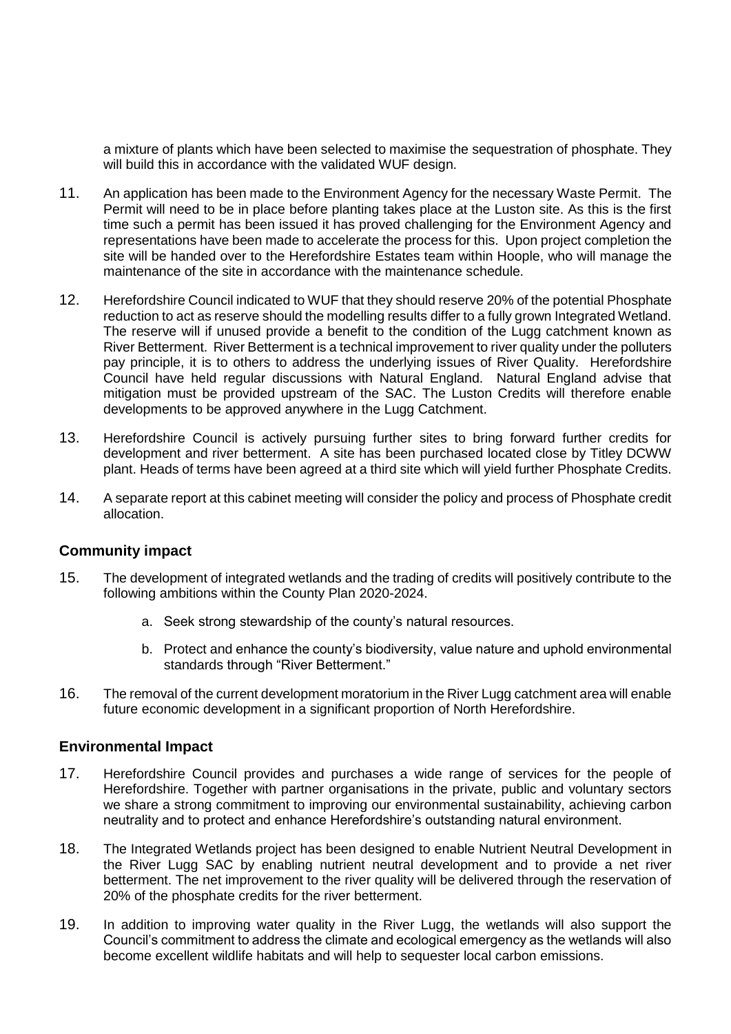a mixture of plants which have been selected to maximise the sequestration of phosphate. They will build this in accordance with the validated WUF design.

11. An application has been made to the Environment Agency for the necessary Waste Permit. The Permit will need to be in place before planting takes place at the Luston site. As this is the first time such a permit has been issued it has proved challenging for the Environment Agency and representations have been made to accelerate the process for this. Upon project completion the site will be handed over to the Herefordshire Estates team within Hoople, who will manage the maintenance of the site in accordance with the maintenance schedule.

12. Herefordshire Council indicated to WUF that they should reserve 20% of the potential Phosphate reduction to act as reserve should the modelling results differ to a fully grown Integrated Wetland. The reserve will if unused provide a benefit to the condition of the Lugg catchment known as River Betterment. River Betterment is a technical improvement to river quality under the polluters pay principle, it is to others to address the underlying issues of River Quality. Herefordshire Council have held regular discussions with Natural England. Natural England advise that mitigation must be provided upstream of the SAC. The Luston Credits will therefore enable developments to be approved anywhere in the Lugg Catchment.

13. Herefordshire Council is actively pursuing further sites to bring forward further credits for development and river betterment. A site has been purchased located close by Titley DCWW plant. Heads of terms have been agreed at a third site which will yield further Phosphate Credits.

14. A separate report at this cabinet meeting will consider the policy and process of Phosphate credit allocation.

## Community impact

15. The development of integrated wetlands and the trading of credits will positively contribute to the following ambitions within the County Plan 2020-2024.

    a. Seek strong stewardship of the county's natural resources.

    b. Protect and enhance the county's biodiversity, value nature and uphold environmental standards through "River Betterment."

16. The removal of the current development moratorium in the River Lugg catchment area will enable future economic development in a significant proportion of North Herefordshire.

## Environmental Impact

17. Herefordshire Council provides and purchases a wide range of services for the people of Herefordshire. Together with partner organisations in the private, public and voluntary sectors we share a strong commitment to improving our environmental sustainability, achieving carbon neutrality and to protect and enhance Herefordshire's outstanding natural environment.

18. The Integrated Wetlands project has been designed to enable Nutrient Neutral Development in the River Lugg SAC by enabling nutrient neutral development and to provide a net river betterment. The net improvement to the river quality will be delivered through the reservation of 20% of the phosphate credits for the river betterment.

19. In addition to improving water quality in the River Lugg, the wetlands will also support the Council's commitment to address the climate and ecological emergency as the wetlands will also become excellent wildlife habitats and will help to sequester local carbon emissions.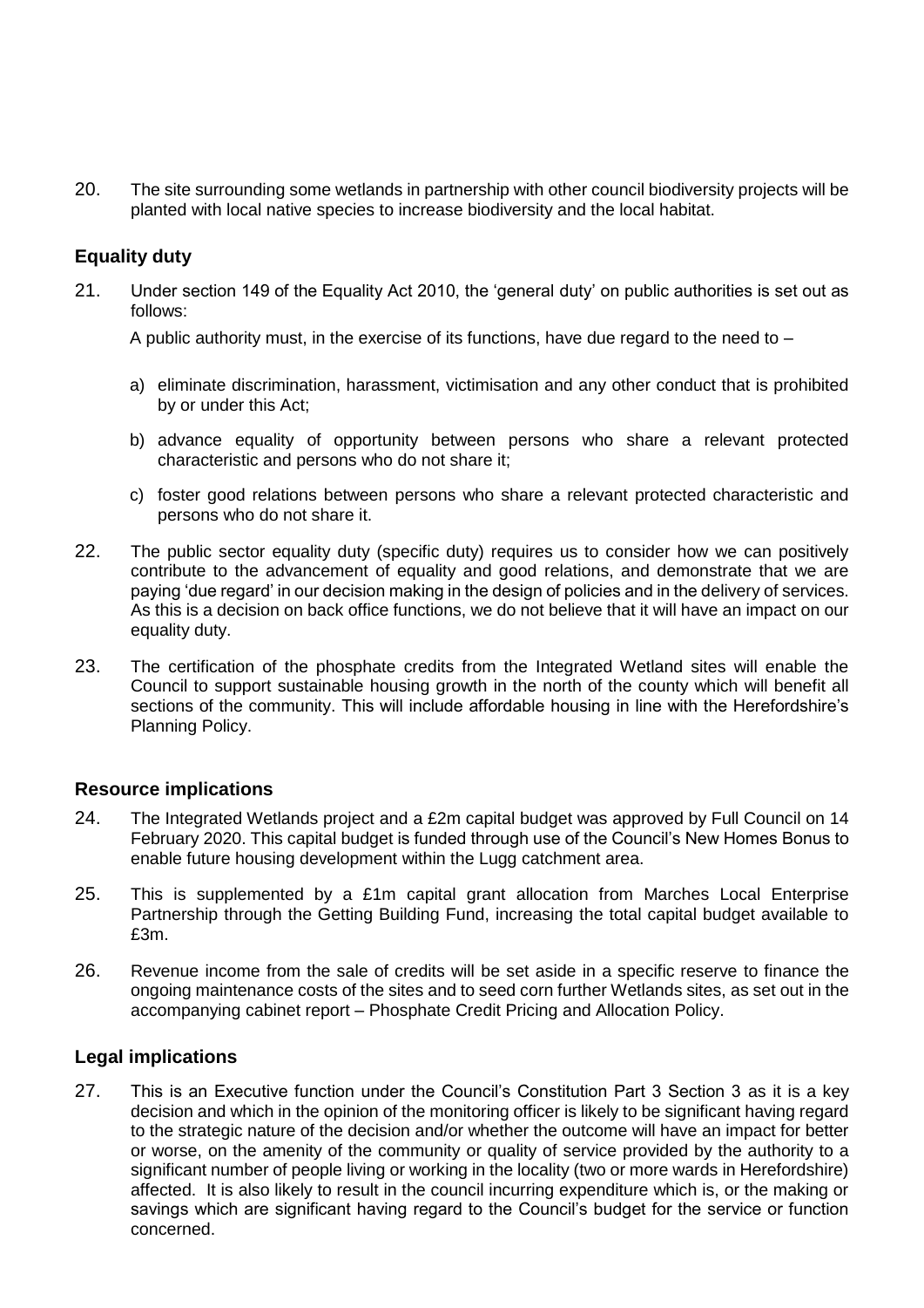20. The site surrounding some wetlands in partnership with other council biodiversity projects will be planted with local native species to increase biodiversity and the local habitat.

## Equality duty

21. Under section 149 of the Equality Act 2010, the 'general duty' on public authorities is set out as follows:

    A public authority must, in the exercise of its functions, have due regard to the need to –

    a) eliminate discrimination, harassment, victimisation and any other conduct that is prohibited by or under this Act;

    b) advance equality of opportunity between persons who share a relevant protected characteristic and persons who do not share it;

    c) foster good relations between persons who share a relevant protected characteristic and persons who do not share it.

22. The public sector equality duty (specific duty) requires us to consider how we can positively contribute to the advancement of equality and good relations, and demonstrate that we are paying 'due regard' in our decision making in the design of policies and in the delivery of services. As this is a decision on back office functions, we do not believe that it will have an impact on our equality duty.

23. The certification of the phosphate credits from the Integrated Wetland sites will enable the Council to support sustainable housing growth in the north of the county which will benefit all sections of the community. This will include affordable housing in line with the Herefordshire's Planning Policy.

## Resource implications

24. The Integrated Wetlands project and a £2m capital budget was approved by Full Council on 14 February 2020. This capital budget is funded through use of the Council's New Homes Bonus to enable future housing development within the Lugg catchment area.

25. This is supplemented by a £1m capital grant allocation from Marches Local Enterprise Partnership through the Getting Building Fund, increasing the total capital budget available to £3m.

26. Revenue income from the sale of credits will be set aside in a specific reserve to finance the ongoing maintenance costs of the sites and to seed corn further Wetlands sites, as set out in the accompanying cabinet report – Phosphate Credit Pricing and Allocation Policy.

## Legal implications

27. This is an Executive function under the Council's Constitution Part 3 Section 3 as it is a key decision and which in the opinion of the monitoring officer is likely to be significant having regard to the strategic nature of the decision and/or whether the outcome will have an impact for better or worse, on the amenity of the community or quality of service provided by the authority to a significant number of people living or working in the locality (two or more wards in Herefordshire) affected. It is also likely to result in the council incurring expenditure which is, or the making or savings which are significant having regard to the Council's budget for the service or function concerned.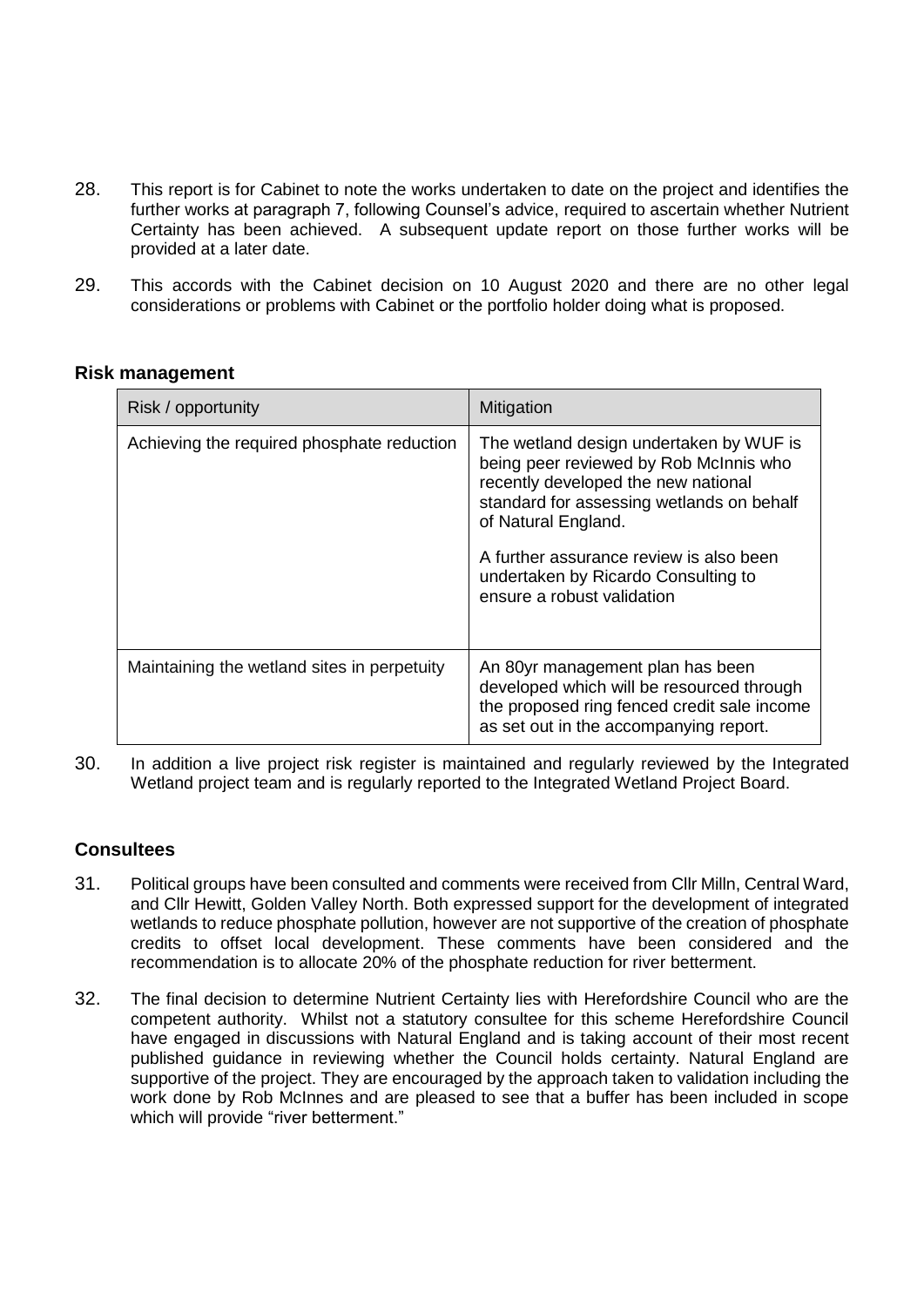28. This report is for Cabinet to note the works undertaken to date on the project and identifies the further works at paragraph 7, following Counsel's advice, required to ascertain whether Nutrient Certainty has been achieved. A subsequent update report on those further works will be provided at a later date.

29. This accords with the Cabinet decision on 10 August 2020 and there are no other legal considerations or problems with Cabinet or the portfolio holder doing what is proposed.

## Risk management

| Risk / opportunity | Mitigation |
|---|---|
| Achieving the required phosphate reduction | The wetland design undertaken by WUF is being peer reviewed by Rob McInnis who recently developed the new national standard for assessing wetlands on behalf of Natural England.<br><br>A further assurance review is also been undertaken by Ricardo Consulting to ensure a robust validation |
| Maintaining the wetland sites in perpetuity | An 80yr management plan has been developed which will be resourced through the proposed ring fenced credit sale income as set out in the accompanying report. |

30. In addition a live project risk register is maintained and regularly reviewed by the Integrated Wetland project team and is regularly reported to the Integrated Wetland Project Board.

## Consultees

31. Political groups have been consulted and comments were received from Cllr Milln, Central Ward, and Cllr Hewitt, Golden Valley North. Both expressed support for the development of integrated wetlands to reduce phosphate pollution, however are not supportive of the creation of phosphate credits to offset local development. These comments have been considered and the recommendation is to allocate 20% of the phosphate reduction for river betterment.

32. The final decision to determine Nutrient Certainty lies with Herefordshire Council who are the competent authority. Whilst not a statutory consultee for this scheme Herefordshire Council have engaged in discussions with Natural England and is taking account of their most recent published guidance in reviewing whether the Council holds certainty. Natural England are supportive of the project. They are encouraged by the approach taken to validation including the work done by Rob McInnes and are pleased to see that a buffer has been included in scope which will provide "river betterment."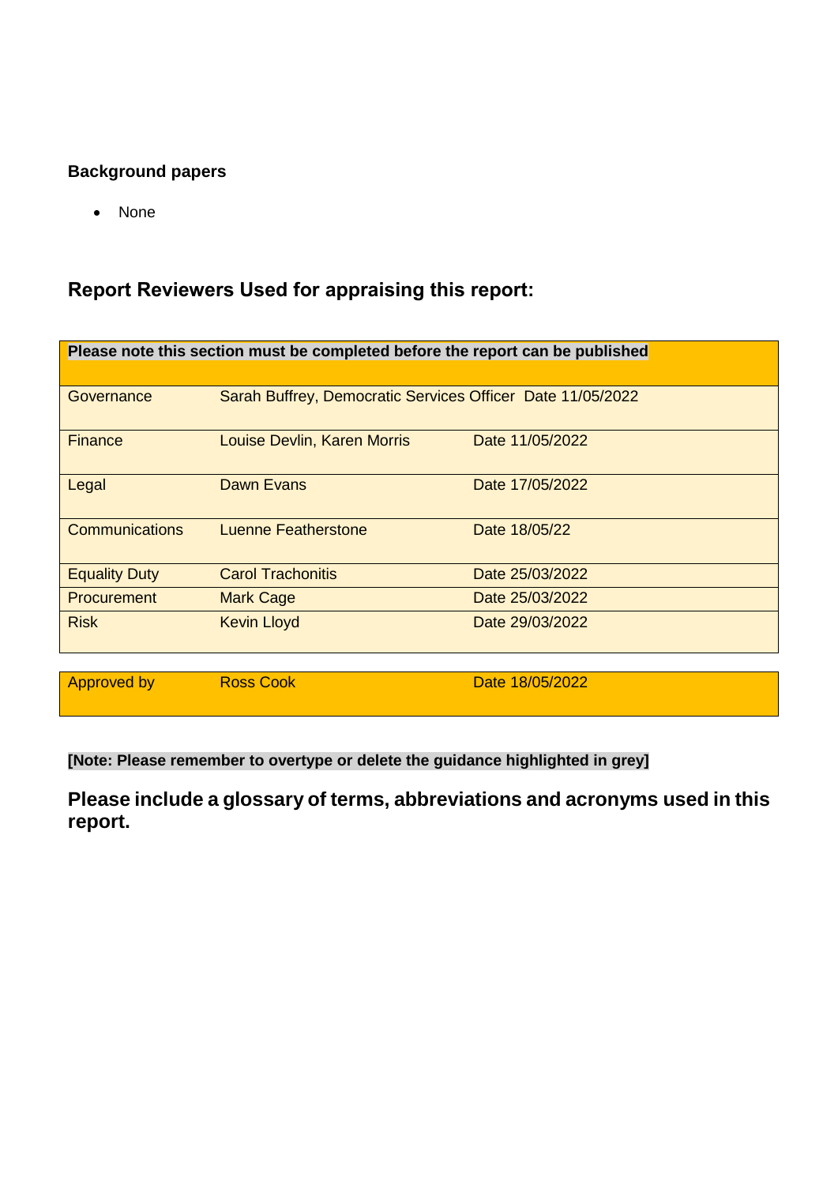**Background papers**

- None

## Report Reviewers Used for appraising this report:

| **Please note this section must be completed before the report can be published** | | |
|---|---|---|
| Governance | Sarah Buffrey, Democratic Services Officer | Date 11/05/2022 |
| Finance | Louise Devlin, Karen Morris | Date 11/05/2022 |
| Legal | Dawn Evans | Date 17/05/2022 |
| Communications | Luenne Featherstone | Date 18/05/22 |
| Equality Duty | Carol Trachonitis | Date 25/03/2022 |
| Procurement | Mark Cage | Date 25/03/2022 |
| Risk | Kevin Lloyd | Date 29/03/2022 |

| | | |
|---|---|---|
| Approved by | Ross Cook | Date 18/05/2022 |

**[Note: Please remember to overtype or delete the guidance highlighted in grey]**

**Please include a glossary of terms, abbreviations and acronyms used in this report.**